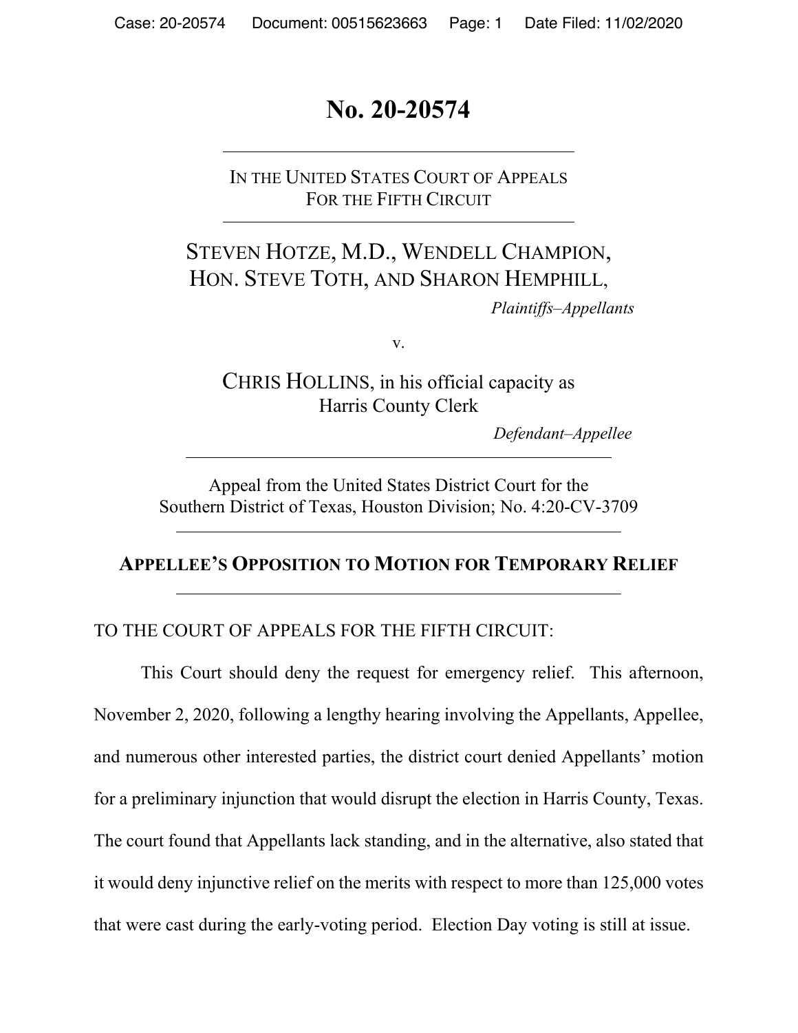# No. 20-20574

IN THE UNITED STATES COURT OF APPEALS
FOR THE FIFTH CIRCUIT

STEVEN HOTZE, M.D., WENDELL CHAMPION,
HON. STEVE TOTH, AND SHARON HEMPHILL,

*Plaintiffs–Appellants*

v.

CHRIS HOLLINS, in his official capacity as
Harris County Clerk

*Defendant–Appellee*

Appeal from the United States District Court for the
Southern District of Texas, Houston Division; No. 4:20-CV-3709

## APPELLEE'S OPPOSITION TO MOTION FOR TEMPORARY RELIEF

TO THE COURT OF APPEALS FOR THE FIFTH CIRCUIT:

This Court should deny the request for emergency relief. This afternoon, November 2, 2020, following a lengthy hearing involving the Appellants, Appellee, and numerous other interested parties, the district court denied Appellants' motion for a preliminary injunction that would disrupt the election in Harris County, Texas. The court found that Appellants lack standing, and in the alternative, also stated that it would deny injunctive relief on the merits with respect to more than 125,000 votes that were cast during the early-voting period. Election Day voting is still at issue.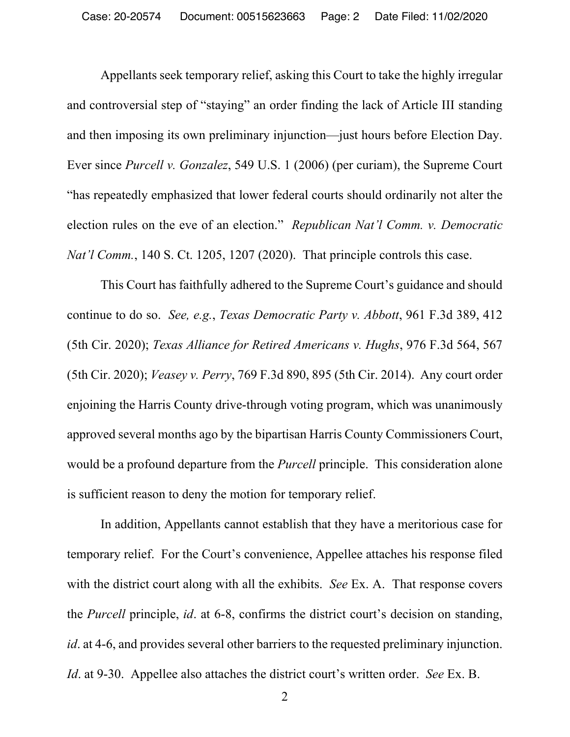Appellants seek temporary relief, asking this Court to take the highly irregular and controversial step of "staying" an order finding the lack of Article III standing and then imposing its own preliminary injunction—just hours before Election Day. Ever since *Purcell v. Gonzalez*, 549 U.S. 1 (2006) (per curiam), the Supreme Court "has repeatedly emphasized that lower federal courts should ordinarily not alter the election rules on the eve of an election." *Republican Nat'l Comm. v. Democratic Nat'l Comm.*, 140 S. Ct. 1205, 1207 (2020). That principle controls this case.

This Court has faithfully adhered to the Supreme Court's guidance and should continue to do so. *See, e.g.*, *Texas Democratic Party v. Abbott*, 961 F.3d 389, 412 (5th Cir. 2020); *Texas Alliance for Retired Americans v. Hughs*, 976 F.3d 564, 567 (5th Cir. 2020); *Veasey v. Perry*, 769 F.3d 890, 895 (5th Cir. 2014). Any court order enjoining the Harris County drive-through voting program, which was unanimously approved several months ago by the bipartisan Harris County Commissioners Court, would be a profound departure from the *Purcell* principle. This consideration alone is sufficient reason to deny the motion for temporary relief.

In addition, Appellants cannot establish that they have a meritorious case for temporary relief. For the Court's convenience, Appellee attaches his response filed with the district court along with all the exhibits. *See* Ex. A. That response covers the *Purcell* principle, *id*. at 6-8, confirms the district court's decision on standing, *id*. at 4-6, and provides several other barriers to the requested preliminary injunction. *Id*. at 9-30. Appellee also attaches the district court's written order. *See* Ex. B.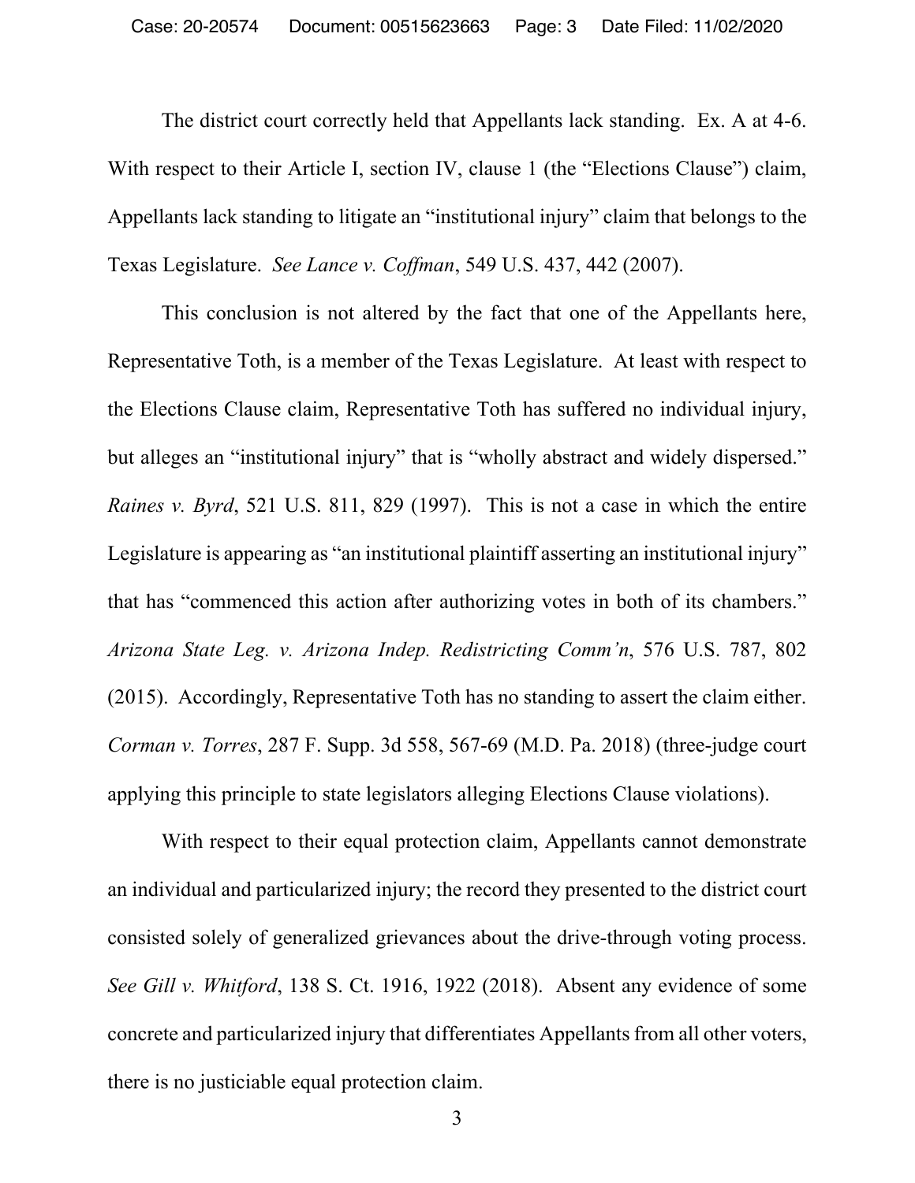The district court correctly held that Appellants lack standing. Ex. A at 4-6. With respect to their Article I, section IV, clause 1 (the "Elections Clause") claim, Appellants lack standing to litigate an "institutional injury" claim that belongs to the Texas Legislature. *See Lance v. Coffman*, 549 U.S. 437, 442 (2007).

This conclusion is not altered by the fact that one of the Appellants here, Representative Toth, is a member of the Texas Legislature. At least with respect to the Elections Clause claim, Representative Toth has suffered no individual injury, but alleges an "institutional injury" that is "wholly abstract and widely dispersed." *Raines v. Byrd*, 521 U.S. 811, 829 (1997). This is not a case in which the entire Legislature is appearing as "an institutional plaintiff asserting an institutional injury" that has "commenced this action after authorizing votes in both of its chambers." *Arizona State Leg. v. Arizona Indep. Redistricting Comm'n*, 576 U.S. 787, 802 (2015). Accordingly, Representative Toth has no standing to assert the claim either. *Corman v. Torres*, 287 F. Supp. 3d 558, 567-69 (M.D. Pa. 2018) (three-judge court applying this principle to state legislators alleging Elections Clause violations).

With respect to their equal protection claim, Appellants cannot demonstrate an individual and particularized injury; the record they presented to the district court consisted solely of generalized grievances about the drive-through voting process. *See Gill v. Whitford*, 138 S. Ct. 1916, 1922 (2018). Absent any evidence of some concrete and particularized injury that differentiates Appellants from all other voters, there is no justiciable equal protection claim.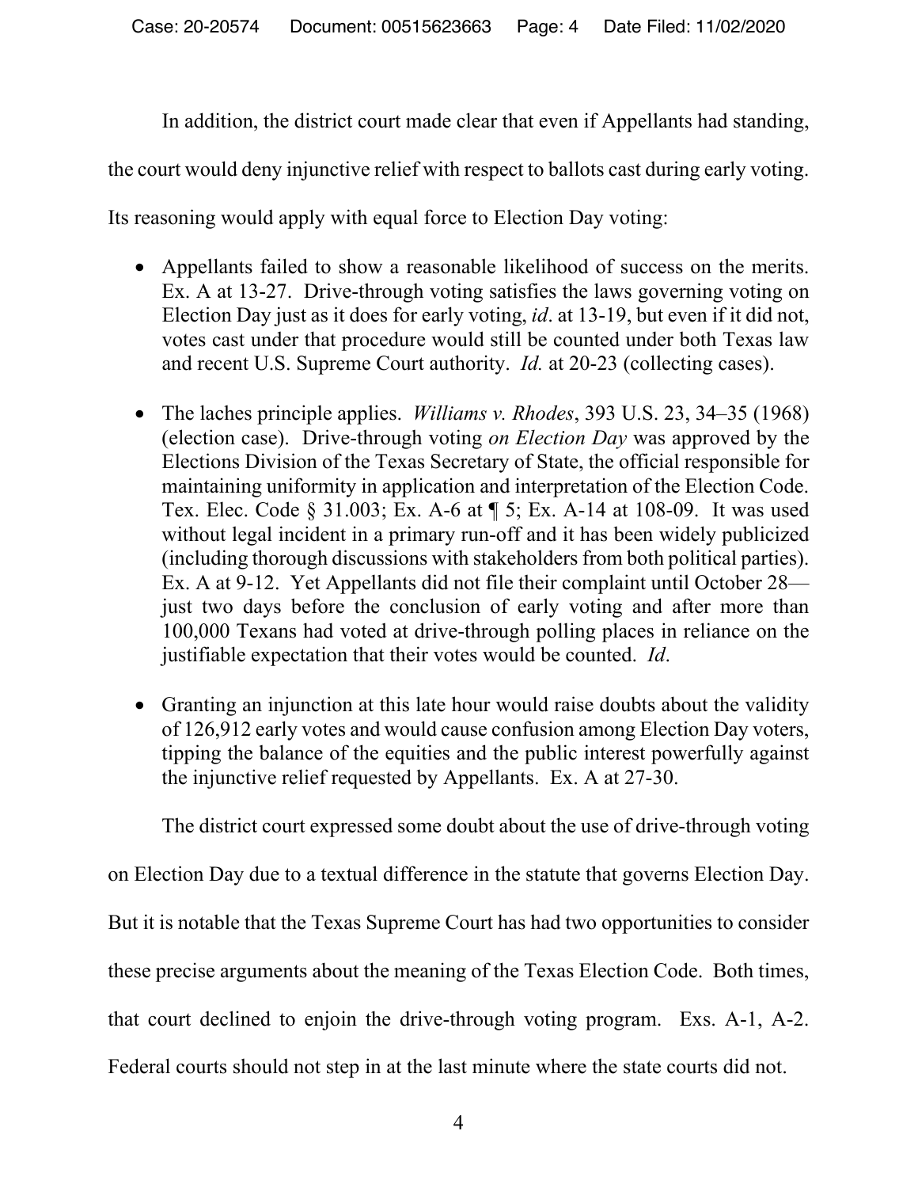In addition, the district court made clear that even if Appellants had standing, the court would deny injunctive relief with respect to ballots cast during early voting. Its reasoning would apply with equal force to Election Day voting:

- Appellants failed to show a reasonable likelihood of success on the merits. Ex. A at 13-27. Drive-through voting satisfies the laws governing voting on Election Day just as it does for early voting, *id*. at 13-19, but even if it did not, votes cast under that procedure would still be counted under both Texas law and recent U.S. Supreme Court authority. *Id.* at 20-23 (collecting cases).

- The laches principle applies. *Williams v. Rhodes*, 393 U.S. 23, 34–35 (1968) (election case). Drive-through voting *on Election Day* was approved by the Elections Division of the Texas Secretary of State, the official responsible for maintaining uniformity in application and interpretation of the Election Code. Tex. Elec. Code § 31.003; Ex. A-6 at ¶ 5; Ex. A-14 at 108-09. It was used without legal incident in a primary run-off and it has been widely publicized (including thorough discussions with stakeholders from both political parties). Ex. A at 9-12. Yet Appellants did not file their complaint until October 28—just two days before the conclusion of early voting and after more than 100,000 Texans had voted at drive-through polling places in reliance on the justifiable expectation that their votes would be counted. *Id*.

- Granting an injunction at this late hour would raise doubts about the validity of 126,912 early votes and would cause confusion among Election Day voters, tipping the balance of the equities and the public interest powerfully against the injunctive relief requested by Appellants. Ex. A at 27-30.

The district court expressed some doubt about the use of drive-through voting on Election Day due to a textual difference in the statute that governs Election Day. But it is notable that the Texas Supreme Court has had two opportunities to consider these precise arguments about the meaning of the Texas Election Code. Both times, that court declined to enjoin the drive-through voting program. Exs. A-1, A-2. Federal courts should not step in at the last minute where the state courts did not.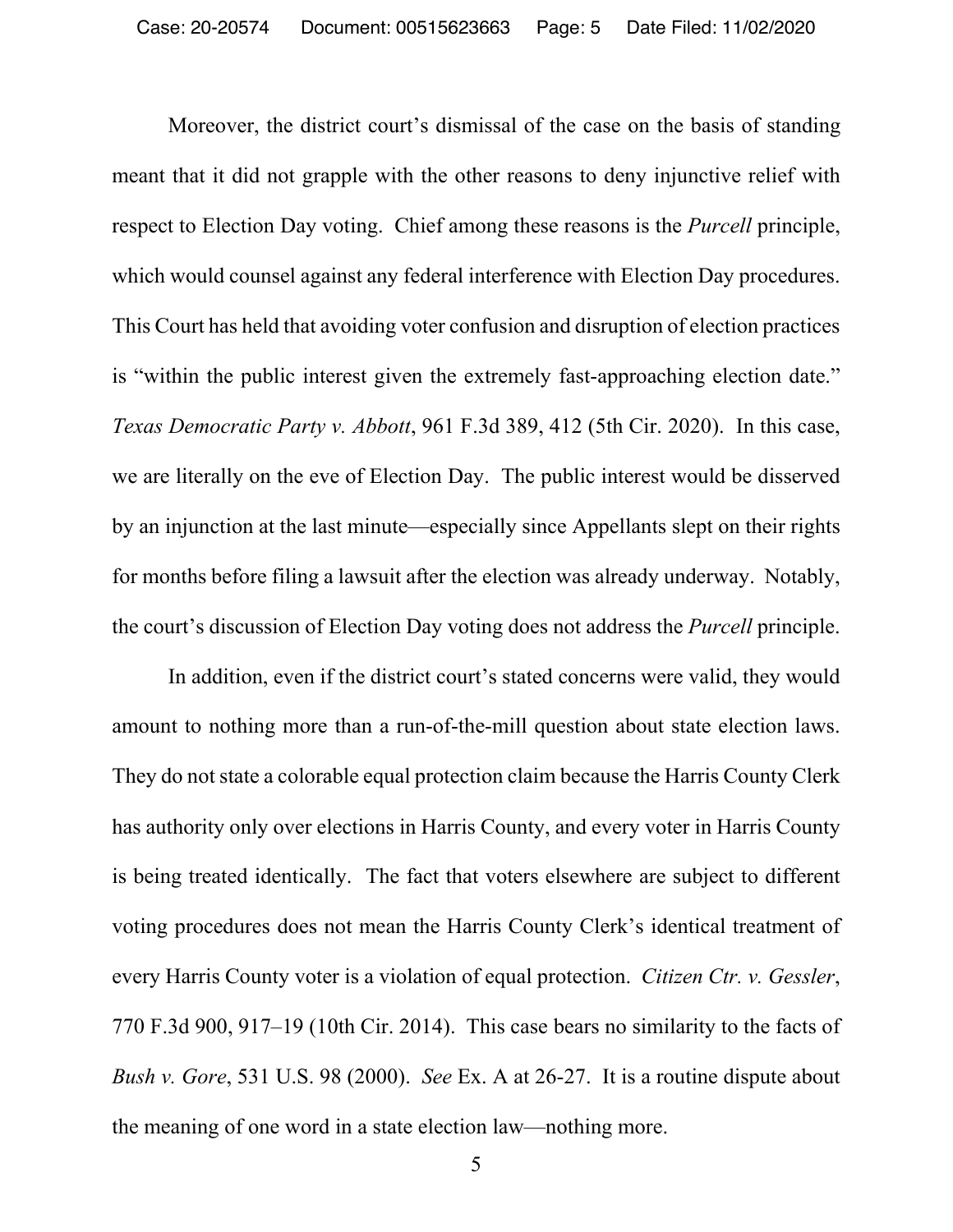Moreover, the district court's dismissal of the case on the basis of standing meant that it did not grapple with the other reasons to deny injunctive relief with respect to Election Day voting. Chief among these reasons is the *Purcell* principle, which would counsel against any federal interference with Election Day procedures. This Court has held that avoiding voter confusion and disruption of election practices is "within the public interest given the extremely fast-approaching election date." *Texas Democratic Party v. Abbott*, 961 F.3d 389, 412 (5th Cir. 2020). In this case, we are literally on the eve of Election Day. The public interest would be disserved by an injunction at the last minute—especially since Appellants slept on their rights for months before filing a lawsuit after the election was already underway. Notably, the court's discussion of Election Day voting does not address the *Purcell* principle.

In addition, even if the district court's stated concerns were valid, they would amount to nothing more than a run-of-the-mill question about state election laws. They do not state a colorable equal protection claim because the Harris County Clerk has authority only over elections in Harris County, and every voter in Harris County is being treated identically. The fact that voters elsewhere are subject to different voting procedures does not mean the Harris County Clerk's identical treatment of every Harris County voter is a violation of equal protection. *Citizen Ctr. v. Gessler*, 770 F.3d 900, 917–19 (10th Cir. 2014). This case bears no similarity to the facts of *Bush v. Gore*, 531 U.S. 98 (2000). *See* Ex. A at 26-27. It is a routine dispute about the meaning of one word in a state election law—nothing more.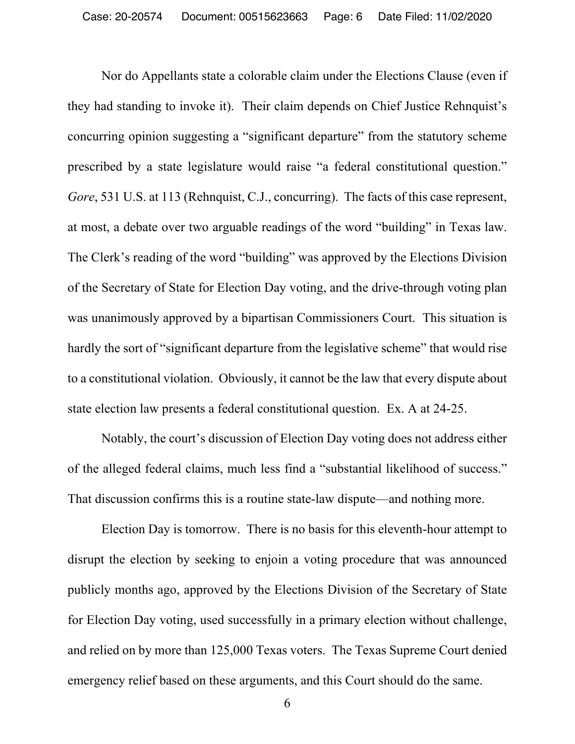Nor do Appellants state a colorable claim under the Elections Clause (even if they had standing to invoke it). Their claim depends on Chief Justice Rehnquist's concurring opinion suggesting a "significant departure" from the statutory scheme prescribed by a state legislature would raise "a federal constitutional question." *Gore*, 531 U.S. at 113 (Rehnquist, C.J., concurring). The facts of this case represent, at most, a debate over two arguable readings of the word "building" in Texas law. The Clerk's reading of the word "building" was approved by the Elections Division of the Secretary of State for Election Day voting, and the drive-through voting plan was unanimously approved by a bipartisan Commissioners Court. This situation is hardly the sort of "significant departure from the legislative scheme" that would rise to a constitutional violation. Obviously, it cannot be the law that every dispute about state election law presents a federal constitutional question. Ex. A at 24-25.

Notably, the court's discussion of Election Day voting does not address either of the alleged federal claims, much less find a "substantial likelihood of success." That discussion confirms this is a routine state-law dispute—and nothing more.

Election Day is tomorrow. There is no basis for this eleventh-hour attempt to disrupt the election by seeking to enjoin a voting procedure that was announced publicly months ago, approved by the Elections Division of the Secretary of State for Election Day voting, used successfully in a primary election without challenge, and relied on by more than 125,000 Texas voters. The Texas Supreme Court denied emergency relief based on these arguments, and this Court should do the same.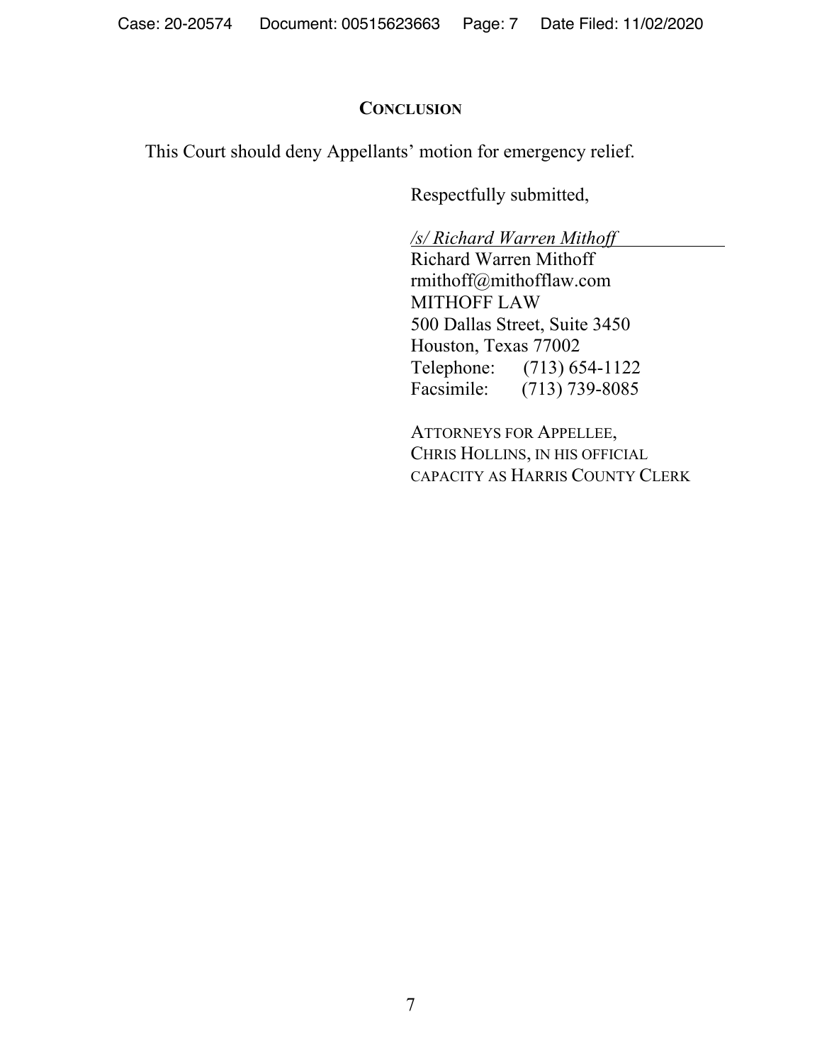## CONCLUSION

This Court should deny Appellants' motion for emergency relief.

Respectfully submitted,

*/s/ Richard Warren Mithoff*
Richard Warren Mithoff
rmithoff@mithofflaw.com
MITHOFF LAW
500 Dallas Street, Suite 3450
Houston, Texas 77002
Telephone: (713) 654-1122
Facsimile: (713) 739-8085

ATTORNEYS FOR APPELLEE, CHRIS HOLLINS, IN HIS OFFICIAL CAPACITY AS HARRIS COUNTY CLERK